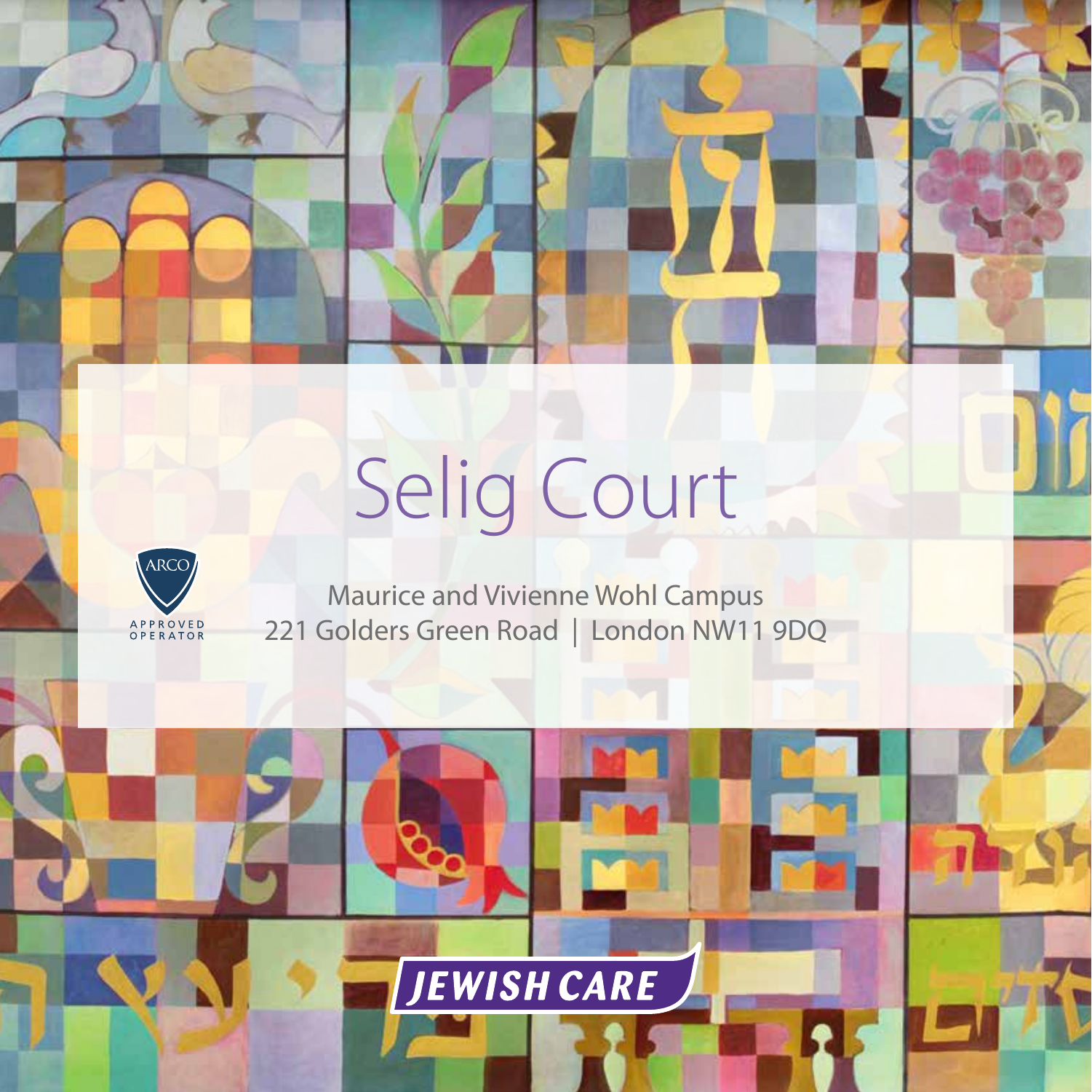# Selig Court

ARCO APPROVED OPERATOR

Maurice and Vivienne Wohl Campus
221 Golders Green Road | London NW11 9DQ

JEWISH CARE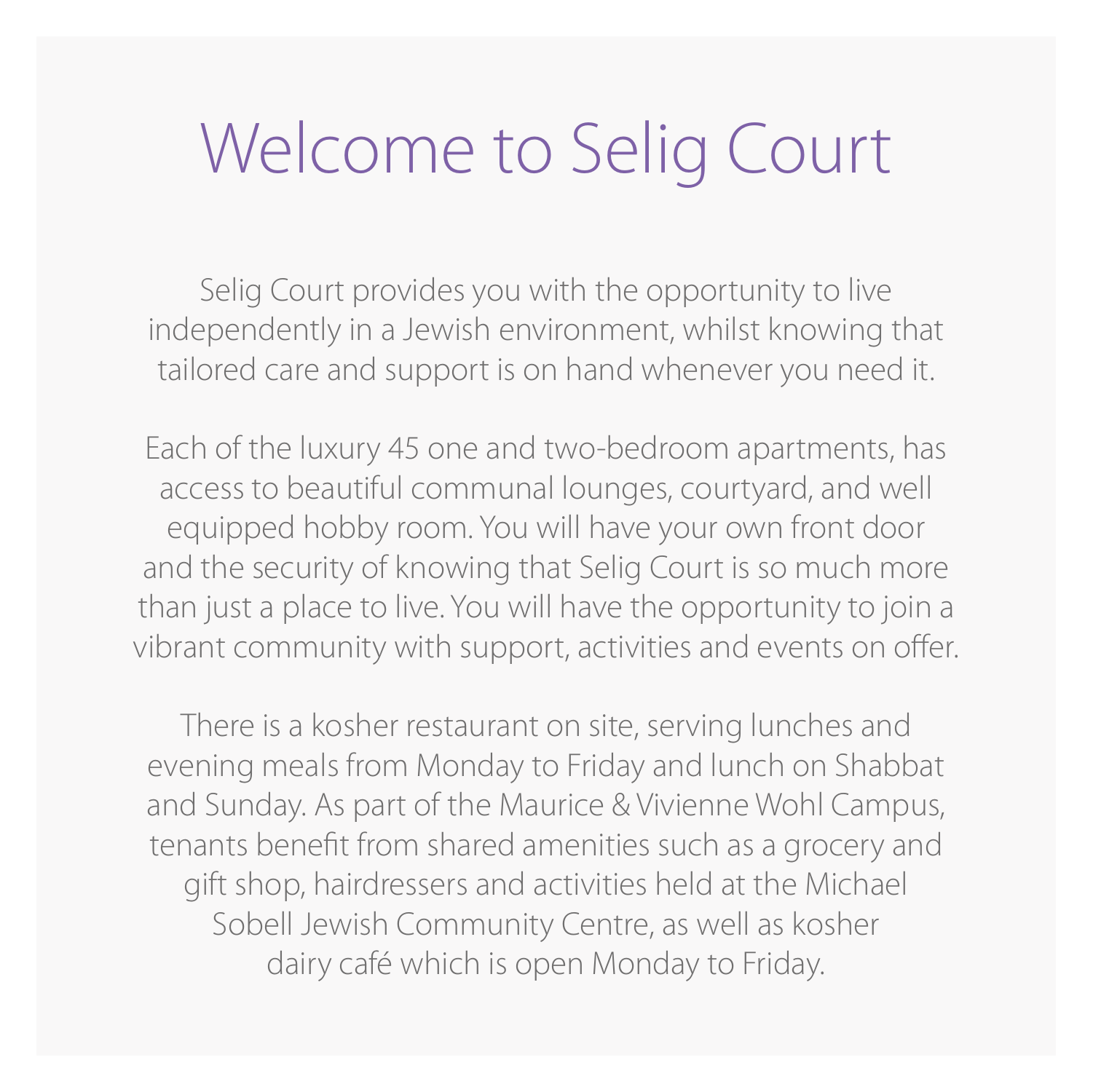# Welcome to Selig Court

Selig Court provides you with the opportunity to live independently in a Jewish environment, whilst knowing that tailored care and support is on hand whenever you need it.

Each of the luxury 45 one and two-bedroom apartments, has access to beautiful communal lounges, courtyard, and well equipped hobby room. You will have your own front door and the security of knowing that Selig Court is so much more than just a place to live. You will have the opportunity to join a vibrant community with support, activities and events on offer.

There is a kosher restaurant on site, serving lunches and evening meals from Monday to Friday and lunch on Shabbat and Sunday. As part of the Maurice & Vivienne Wohl Campus, tenants benefit from shared amenities such as a grocery and gift shop, hairdressers and activities held at the Michael Sobell Jewish Community Centre, as well as kosher dairy café which is open Monday to Friday.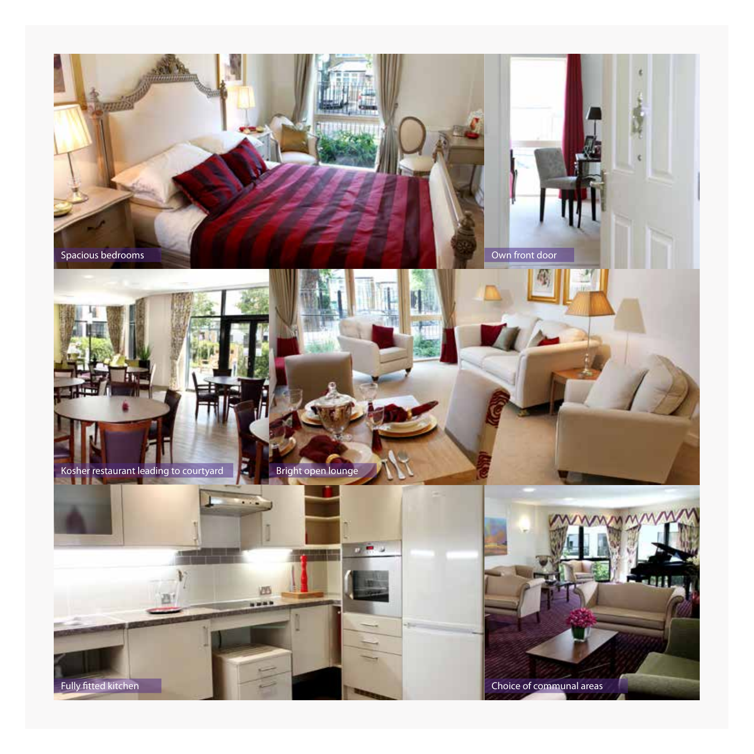Spacious bedrooms

Own front door

Kosher restaurant leading to courtyard

Bright open lounge

Fully fitted kitchen

Choice of communal areas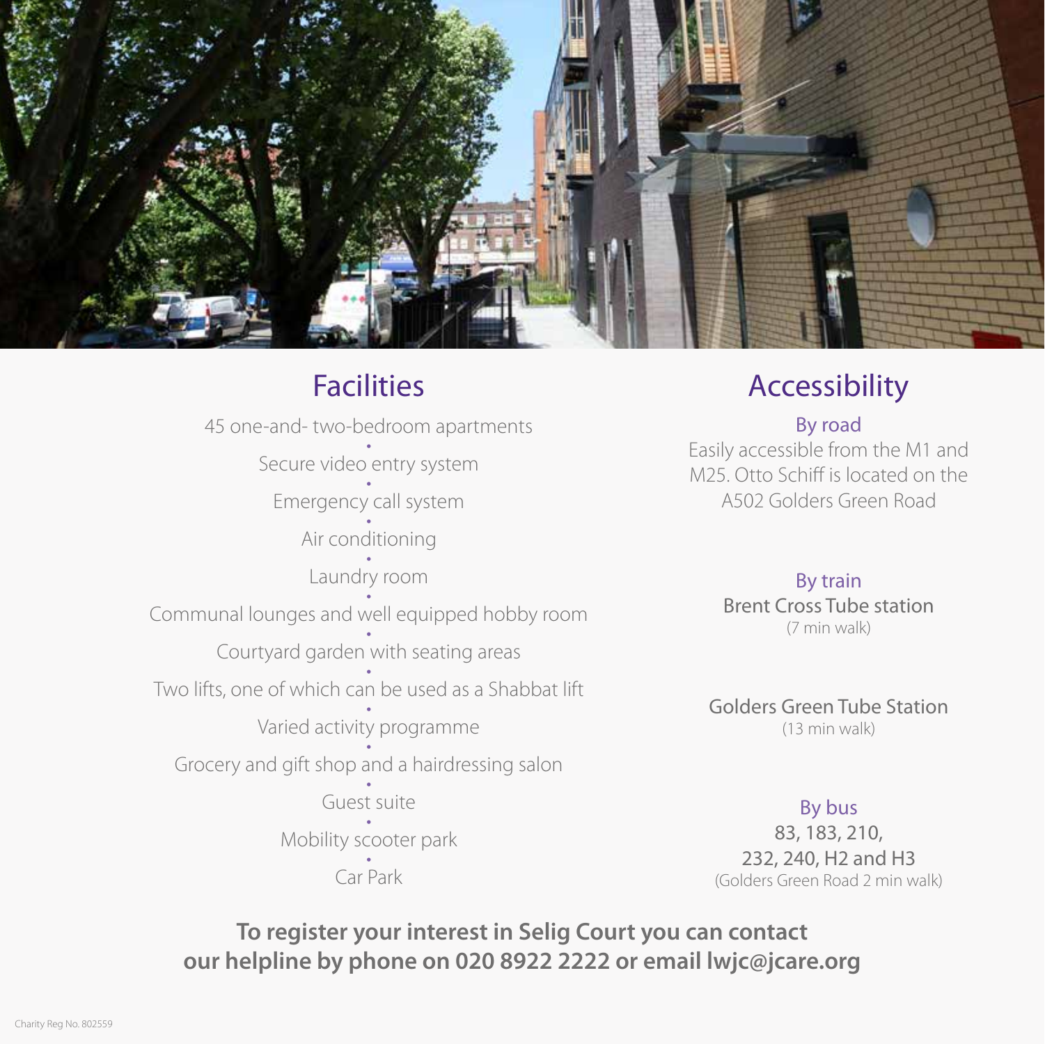## Facilities

- 45 one-and- two-bedroom apartments
- Secure video entry system
- Emergency call system
- Air conditioning
- Laundry room
- Communal lounges and well equipped hobby room
- Courtyard garden with seating areas
- Two lifts, one of which can be used as a Shabbat lift
- Varied activity programme
- Grocery and gift shop and a hairdressing salon
- Guest suite
- Mobility scooter park
- Car Park

## Accessibility

### By road

Easily accessible from the M1 and M25. Otto Schiff is located on the A502 Golders Green Road

### By train

Brent Cross Tube station
(7 min walk)

Golders Green Tube Station
(13 min walk)

### By bus

83, 183, 210,
232, 240, H2 and H3
(Golders Green Road 2 min walk)

**To register your interest in Selig Court you can contact our helpline by phone on 020 8922 2222 or email lwjc@jcare.org**

Charity Reg No. 802559